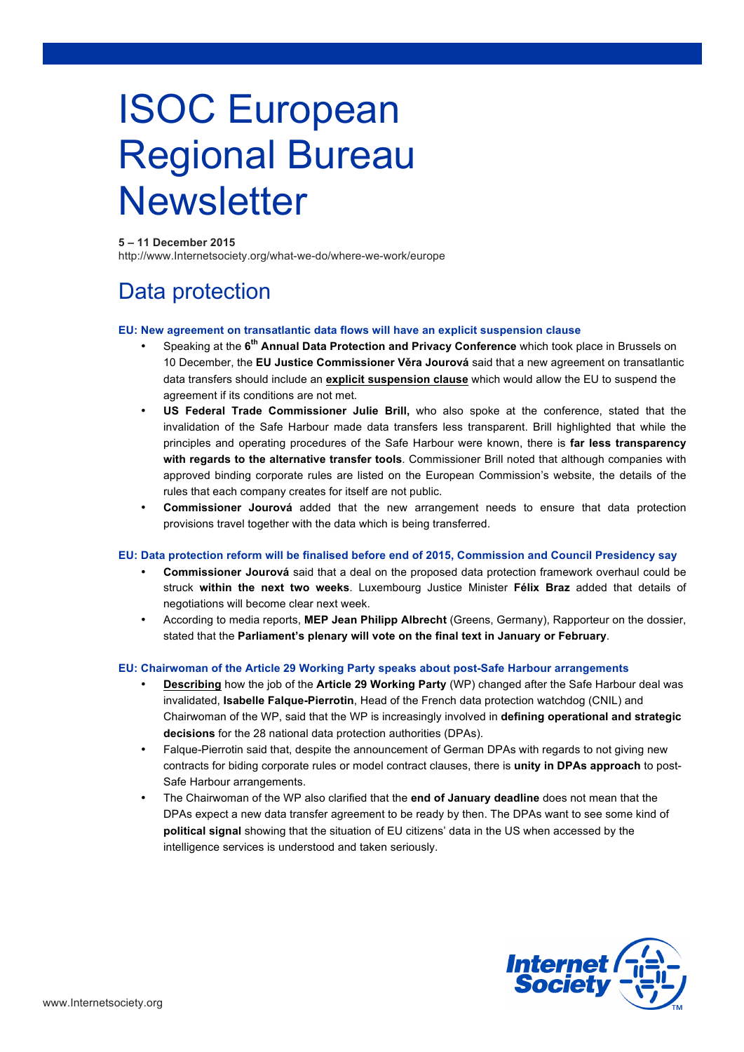# ISOC European Regional Bureau Newsletter

**5 – 11 December 2015**
http://www.Internetsociety.org/what-we-do/where-we-work/europe

## Data protection

### EU: New agreement on transatlantic data flows will have an explicit suspension clause

- Speaking at the **6th Annual Data Protection and Privacy Conference** which took place in Brussels on 10 December, the **EU Justice Commissioner Věra Jourová** said that a new agreement on transatlantic data transfers should include an **explicit suspension clause** which would allow the EU to suspend the agreement if its conditions are not met.
- **US Federal Trade Commissioner Julie Brill,** who also spoke at the conference, stated that the invalidation of the Safe Harbour made data transfers less transparent. Brill highlighted that while the principles and operating procedures of the Safe Harbour were known, there is **far less transparency with regards to the alternative transfer tools**. Commissioner Brill noted that although companies with approved binding corporate rules are listed on the European Commission's website, the details of the rules that each company creates for itself are not public.
- **Commissioner Jourová** added that the new arrangement needs to ensure that data protection provisions travel together with the data which is being transferred.

### EU: Data protection reform will be finalised before end of 2015, Commission and Council Presidency say

- **Commissioner Jourová** said that a deal on the proposed data protection framework overhaul could be struck **within the next two weeks**. Luxembourg Justice Minister **Félix Braz** added that details of negotiations will become clear next week.
- According to media reports, **MEP Jean Philipp Albrecht** (Greens, Germany), Rapporteur on the dossier, stated that the **Parliament's plenary will vote on the final text in January or February**.

### EU: Chairwoman of the Article 29 Working Party speaks about post-Safe Harbour arrangements

- **Describing** how the job of the **Article 29 Working Party** (WP) changed after the Safe Harbour deal was invalidated, **Isabelle Falque-Pierrotin**, Head of the French data protection watchdog (CNIL) and Chairwoman of the WP, said that the WP is increasingly involved in **defining operational and strategic decisions** for the 28 national data protection authorities (DPAs).
- Falque-Pierrotin said that, despite the announcement of German DPAs with regards to not giving new contracts for biding corporate rules or model contract clauses, there is **unity in DPAs approach** to post-Safe Harbour arrangements.
- The Chairwoman of the WP also clarified that the **end of January deadline** does not mean that the DPAs expect a new data transfer agreement to be ready by then. The DPAs want to see some kind of **political signal** showing that the situation of EU citizens' data in the US when accessed by the intelligence services is understood and taken seriously.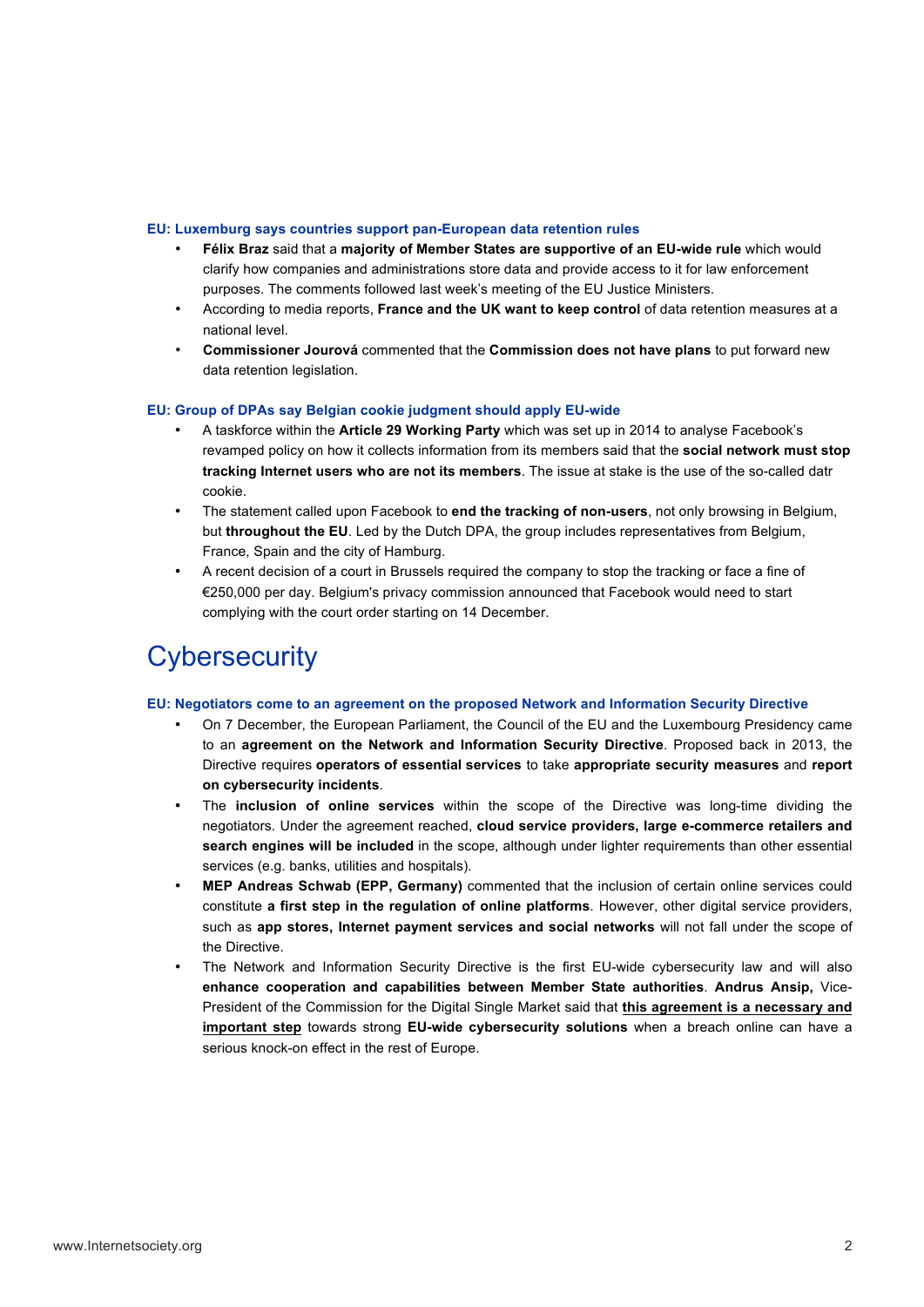### EU: Luxemburg says countries support pan-European data retention rules

- **Félix Braz** said that a **majority of Member States are supportive of an EU-wide rule** which would clarify how companies and administrations store data and provide access to it for law enforcement purposes. The comments followed last week's meeting of the EU Justice Ministers.
- According to media reports, **France and the UK want to keep control** of data retention measures at a national level.
- **Commissioner Jourová** commented that the **Commission does not have plans** to put forward new data retention legislation.

### EU: Group of DPAs say Belgian cookie judgment should apply EU-wide

- A taskforce within the **Article 29 Working Party** which was set up in 2014 to analyse Facebook's revamped policy on how it collects information from its members said that the **social network must stop tracking Internet users who are not its members**. The issue at stake is the use of the so-called datr cookie.
- The statement called upon Facebook to **end the tracking of non-users**, not only browsing in Belgium, but **throughout the EU**. Led by the Dutch DPA, the group includes representatives from Belgium, France, Spain and the city of Hamburg.
- A recent decision of a court in Brussels required the company to stop the tracking or face a fine of €250,000 per day. Belgium's privacy commission announced that Facebook would need to start complying with the court order starting on 14 December.

# Cybersecurity

### EU: Negotiators come to an agreement on the proposed Network and Information Security Directive

- On 7 December, the European Parliament, the Council of the EU and the Luxembourg Presidency came to an **agreement on the Network and Information Security Directive**. Proposed back in 2013, the Directive requires **operators of essential services** to take **appropriate security measures** and **report on cybersecurity incidents**.
- The **inclusion of online services** within the scope of the Directive was long-time dividing the negotiators. Under the agreement reached, **cloud service providers, large e-commerce retailers and search engines will be included** in the scope, although under lighter requirements than other essential services (e.g. banks, utilities and hospitals).
- **MEP Andreas Schwab (EPP, Germany)** commented that the inclusion of certain online services could constitute **a first step in the regulation of online platforms**. However, other digital service providers, such as **app stores, Internet payment services and social networks** will not fall under the scope of the Directive.
- The Network and Information Security Directive is the first EU-wide cybersecurity law and will also **enhance cooperation and capabilities between Member State authorities**. **Andrus Ansip,** Vice-President of the Commission for the Digital Single Market said that **this agreement is a necessary and important step** towards strong **EU-wide cybersecurity solutions** when a breach online can have a serious knock-on effect in the rest of Europe.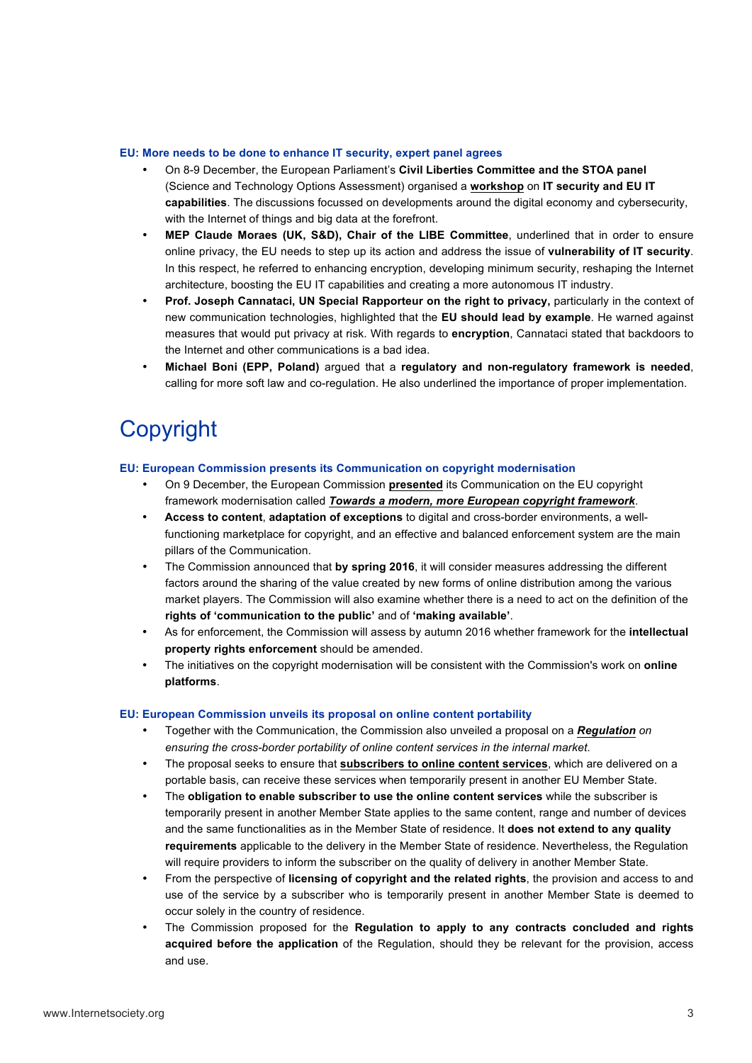### EU: More needs to be done to enhance IT security, expert panel agrees

- On 8-9 December, the European Parliament's **Civil Liberties Committee and the STOA panel** (Science and Technology Options Assessment) organised a **workshop** on **IT security and EU IT capabilities**. The discussions focussed on developments around the digital economy and cybersecurity, with the Internet of things and big data at the forefront.
- **MEP Claude Moraes (UK, S&D), Chair of the LIBE Committee**, underlined that in order to ensure online privacy, the EU needs to step up its action and address the issue of **vulnerability of IT security**. In this respect, he referred to enhancing encryption, developing minimum security, reshaping the Internet architecture, boosting the EU IT capabilities and creating a more autonomous IT industry.
- **Prof. Joseph Cannataci, UN Special Rapporteur on the right to privacy,** particularly in the context of new communication technologies, highlighted that the **EU should lead by example**. He warned against measures that would put privacy at risk. With regards to **encryption**, Cannataci stated that backdoors to the Internet and other communications is a bad idea.
- **Michael Boni (EPP, Poland)** argued that a **regulatory and non-regulatory framework is needed**, calling for more soft law and co-regulation. He also underlined the importance of proper implementation.

# Copyright

### EU: European Commission presents its Communication on copyright modernisation

- On 9 December, the European Commission **presented** its Communication on the EU copyright framework modernisation called ***Towards a modern, more European copyright framework***.
- **Access to content**, **adaptation of exceptions** to digital and cross-border environments, a well-functioning marketplace for copyright, and an effective and balanced enforcement system are the main pillars of the Communication.
- The Commission announced that **by spring 2016**, it will consider measures addressing the different factors around the sharing of the value created by new forms of online distribution among the various market players. The Commission will also examine whether there is a need to act on the definition of the **rights of 'communication to the public'** and of **'making available'**.
- As for enforcement, the Commission will assess by autumn 2016 whether framework for the **intellectual property rights enforcement** should be amended.
- The initiatives on the copyright modernisation will be consistent with the Commission's work on **online platforms**.

### EU: European Commission unveils its proposal on online content portability

- Together with the Communication, the Commission also unveiled a proposal on a ***Regulation*** *on ensuring the cross-border portability of online content services in the internal market.*
- The proposal seeks to ensure that **subscribers to online content services**, which are delivered on a portable basis, can receive these services when temporarily present in another EU Member State.
- The **obligation to enable subscriber to use the online content services** while the subscriber is temporarily present in another Member State applies to the same content, range and number of devices and the same functionalities as in the Member State of residence. It **does not extend to any quality requirements** applicable to the delivery in the Member State of residence. Nevertheless, the Regulation will require providers to inform the subscriber on the quality of delivery in another Member State.
- From the perspective of **licensing of copyright and the related rights**, the provision and access to and use of the service by a subscriber who is temporarily present in another Member State is deemed to occur solely in the country of residence.
- The Commission proposed for the **Regulation to apply to any contracts concluded and rights acquired before the application** of the Regulation, should they be relevant for the provision, access and use.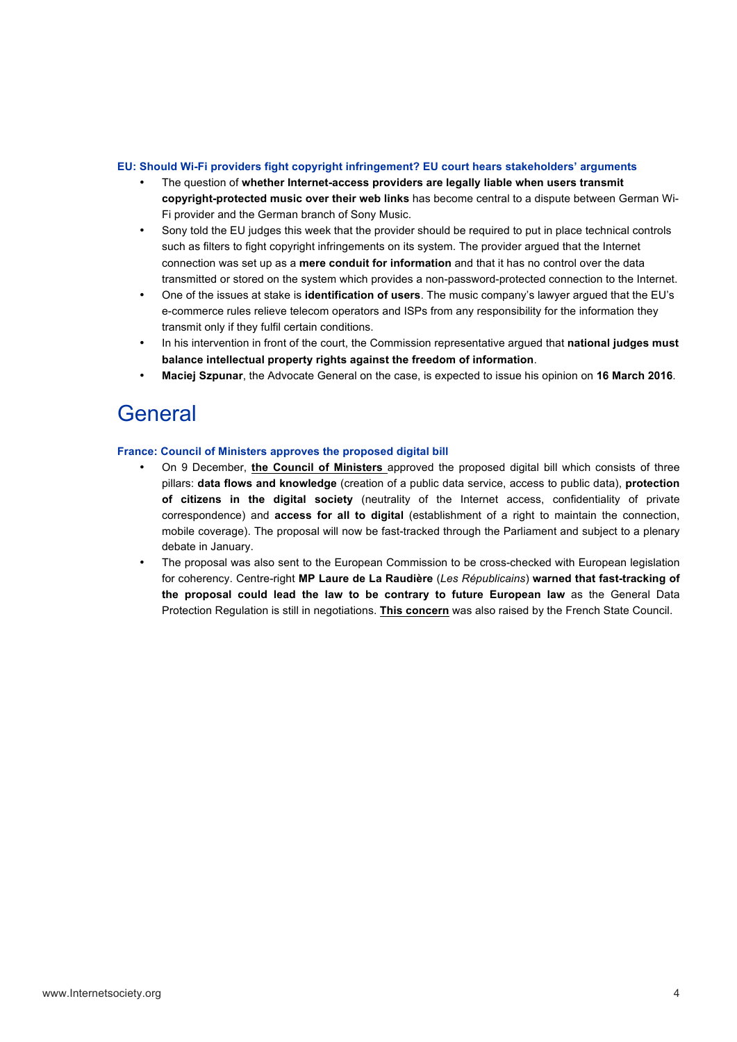### EU: Should Wi-Fi providers fight copyright infringement? EU court hears stakeholders' arguments

- The question of **whether Internet-access providers are legally liable when users transmit copyright-protected music over their web links** has become central to a dispute between German Wi-Fi provider and the German branch of Sony Music.
- Sony told the EU judges this week that the provider should be required to put in place technical controls such as filters to fight copyright infringements on its system. The provider argued that the Internet connection was set up as a **mere conduit for information** and that it has no control over the data transmitted or stored on the system which provides a non-password-protected connection to the Internet.
- One of the issues at stake is **identification of users**. The music company's lawyer argued that the EU's e-commerce rules relieve telecom operators and ISPs from any responsibility for the information they transmit only if they fulfil certain conditions.
- In his intervention in front of the court, the Commission representative argued that **national judges must balance intellectual property rights against the freedom of information**.
- **Maciej Szpunar**, the Advocate General on the case, is expected to issue his opinion on **16 March 2016**.

# General

### France: Council of Ministers approves the proposed digital bill

- On 9 December, **the Council of Ministers** approved the proposed digital bill which consists of three pillars: **data flows and knowledge** (creation of a public data service, access to public data), **protection of citizens in the digital society** (neutrality of the Internet access, confidentiality of private correspondence) and **access for all to digital** (establishment of a right to maintain the connection, mobile coverage). The proposal will now be fast-tracked through the Parliament and subject to a plenary debate in January.
- The proposal was also sent to the European Commission to be cross-checked with European legislation for coherency. Centre-right **MP Laure de La Raudière** (*Les Républicains*) **warned that fast-tracking of the proposal could lead the law to be contrary to future European law** as the General Data Protection Regulation is still in negotiations. **This concern** was also raised by the French State Council.